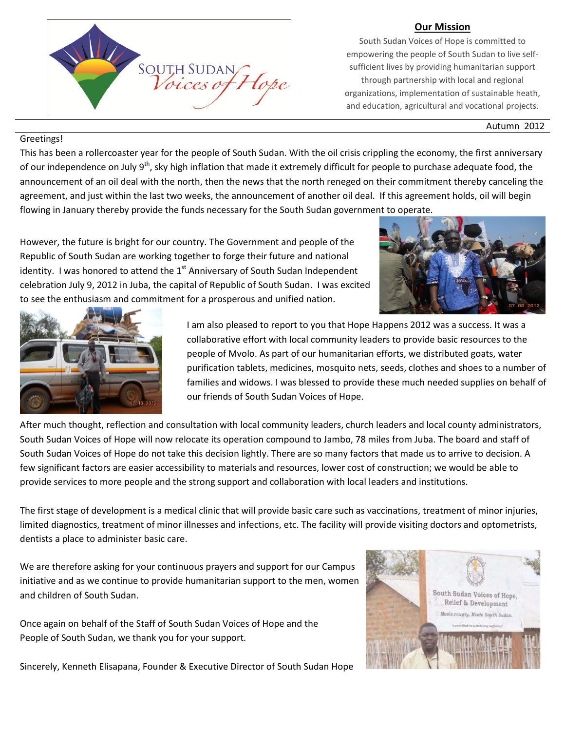SOUTH SUDAN *Voices of Hope*

## Our Mission

South Sudan Voices of Hope is committed to empowering the people of South Sudan to live self-sufficient lives by providing humanitarian support through partnership with local and regional organizations, implementation of sustainable heath, and education, agricultural and vocational projects.

Autumn 2012

Greetings!

This has been a rollercoaster year for the people of South Sudan. With the oil crisis crippling the economy, the first anniversary of our independence on July 9th, sky high inflation that made it extremely difficult for people to purchase adequate food, the announcement of an oil deal with the north, then the news that the north reneged on their commitment thereby canceling the agreement, and just within the last two weeks, the announcement of another oil deal. If this agreement holds, oil will begin flowing in January thereby provide the funds necessary for the South Sudan government to operate.

However, the future is bright for our country. The Government and people of the Republic of South Sudan are working together to forge their future and national identity. I was honored to attend the 1st Anniversary of South Sudan Independent celebration July 9, 2012 in Juba, the capital of Republic of South Sudan. I was excited to see the enthusiasm and commitment for a prosperous and unified nation.

I am also pleased to report to you that Hope Happens 2012 was a success. It was a collaborative effort with local community leaders to provide basic resources to the people of Mvolo. As part of our humanitarian efforts, we distributed goats, water purification tablets, medicines, mosquito nets, seeds, clothes and shoes to a number of families and widows. I was blessed to provide these much needed supplies on behalf of our friends of South Sudan Voices of Hope.

After much thought, reflection and consultation with local community leaders, church leaders and local county administrators, South Sudan Voices of Hope will now relocate its operation compound to Jambo, 78 miles from Juba. The board and staff of South Sudan Voices of Hope do not take this decision lightly. There are so many factors that made us to arrive to decision. A few significant factors are easier accessibility to materials and resources, lower cost of construction; we would be able to provide services to more people and the strong support and collaboration with local leaders and institutions.

The first stage of development is a medical clinic that will provide basic care such as vaccinations, treatment of minor injuries, limited diagnostics, treatment of minor illnesses and infections, etc. The facility will provide visiting doctors and optometrists, dentists a place to administer basic care.

We are therefore asking for your continuous prayers and support for our Campus initiative and as we continue to provide humanitarian support to the men, women and children of South Sudan.

Once again on behalf of the Staff of South Sudan Voices of Hope and the People of South Sudan, we thank you for your support.

Sincerely, Kenneth Elisapana, Founder & Executive Director of South Sudan Hope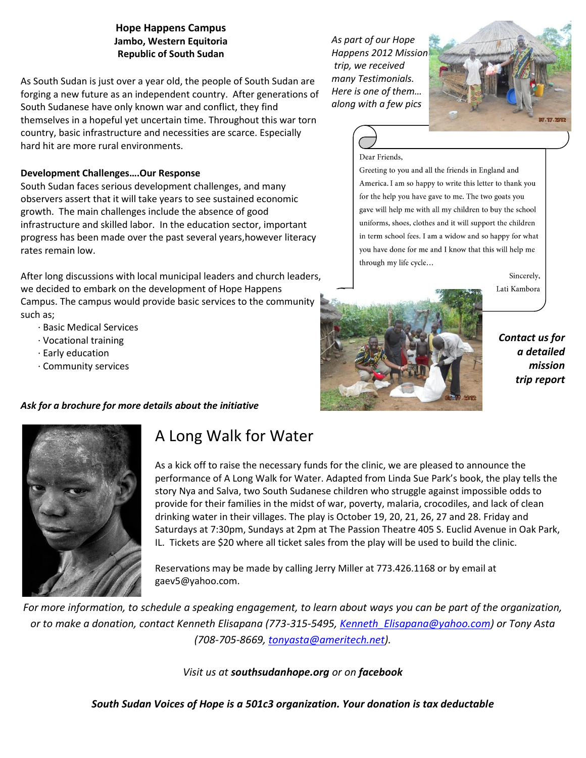**Hope Happens Campus**
**Jambo, Western Equitoria**
**Republic of South Sudan**

As South Sudan is just over a year old, the people of South Sudan are forging a new future as an independent country. After generations of South Sudanese have only known war and conflict, they find themselves in a hopeful yet uncertain time. Throughout this war torn country, basic infrastructure and necessities are scarce. Especially hard hit are more rural environments.

**Development Challenges….Our Response**

South Sudan faces serious development challenges, and many observers assert that it will take years to see sustained economic growth. The main challenges include the absence of good infrastructure and skilled labor. In the education sector, important progress has been made over the past several years,however literacy rates remain low.

After long discussions with local municipal leaders and church leaders, we decided to embark on the development of Hope Happens Campus. The campus would provide basic services to the community such as;

- Basic Medical Services
- Vocational training
- Early education
- Community services

***Ask for a brochure for more details about the initiative***

*As part of our Hope Happens 2012 Mission trip, we received many Testimonials. Here is one of them… along with a few pics*

Dear Friends,

Greeting to you and all the friends in England and America. I am so happy to write this letter to thank you for the help you have gave to me. The two goats you gave will help me with all my children to buy the school uniforms, shoes, clothes and it will support the children in term school fees. I am a widow and so happy for what you have done for me and I know that this will help me through my life cycle…

Sincerely,
Lati Kambora

***Contact us for a detailed mission trip report***

## A Long Walk for Water

As a kick off to raise the necessary funds for the clinic, we are pleased to announce the performance of A Long Walk for Water. Adapted from Linda Sue Park's book, the play tells the story Nya and Salva, two South Sudanese children who struggle against impossible odds to provide for their families in the midst of war, poverty, malaria, crocodiles, and lack of clean drinking water in their villages. The play is October 19, 20, 21, 26, 27 and 28. Friday and Saturdays at 7:30pm, Sundays at 2pm at The Passion Theatre 405 S. Euclid Avenue in Oak Park, IL. Tickets are $20 where all ticket sales from the play will be used to build the clinic.

Reservations may be made by calling Jerry Miller at 773.426.1168 or by email at gaev5@yahoo.com.

*For more information, to schedule a speaking engagement, to learn about ways you can be part of the organization, or to make a donation, contact Kenneth Elisapana (773-315-5495, Kenneth_Elisapana@yahoo.com) or Tony Asta (708-705-8669, tonyasta@ameritech.net).*

*Visit us at **southsudanhope.org** or on **facebook***

***South Sudan Voices of Hope is a 501c3 organization. Your donation is tax deductable***